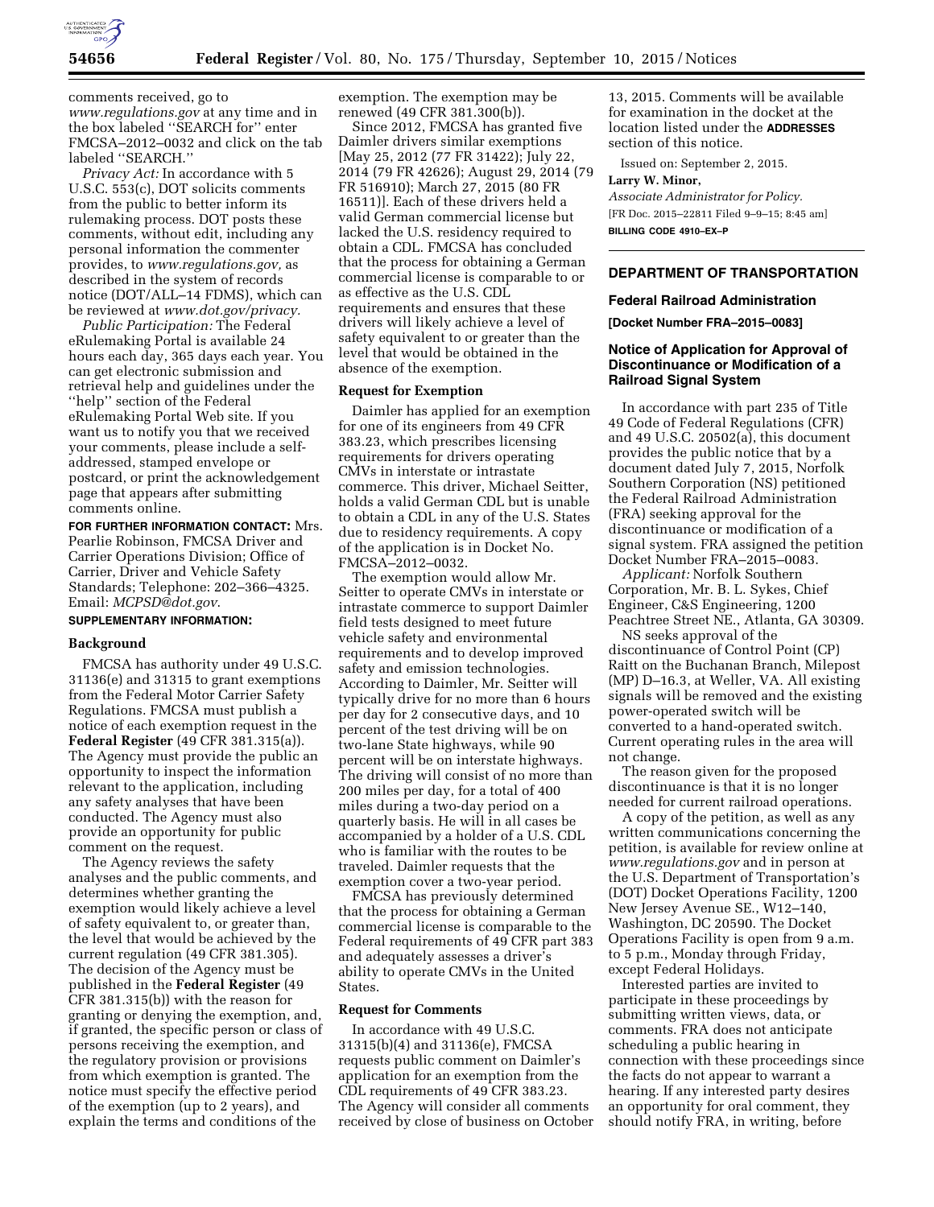comments received, go to *www.regulations.gov* at any time and in the box labeled ''SEARCH for'' enter FMCSA–2012–0032 and click on the tab labeled ''SEARCH.''

*Privacy Act:* In accordance with 5 U.S.C. 553(c), DOT solicits comments from the public to better inform its rulemaking process. DOT posts these comments, without edit, including any personal information the commenter provides, to *www.regulations.gov,* as described in the system of records notice (DOT/ALL–14 FDMS), which can be reviewed at *www.dot.gov/privacy.*

*Public Participation:* The Federal eRulemaking Portal is available 24 hours each day, 365 days each year. You can get electronic submission and retrieval help and guidelines under the ''help'' section of the Federal eRulemaking Portal Web site. If you want us to notify you that we received your comments, please include a self-addressed, stamped envelope or postcard, or print the acknowledgement page that appears after submitting comments online.

**FOR FURTHER INFORMATION CONTACT:** Mrs. Pearlie Robinson, FMCSA Driver and Carrier Operations Division; Office of Carrier, Driver and Vehicle Safety Standards; Telephone: 202–366–4325. Email: *MCPSD@dot.gov*.

**SUPPLEMENTARY INFORMATION:**

### Background

FMCSA has authority under 49 U.S.C. 31136(e) and 31315 to grant exemptions from the Federal Motor Carrier Safety Regulations. FMCSA must publish a notice of each exemption request in the **Federal Register** (49 CFR 381.315(a)). The Agency must provide the public an opportunity to inspect the information relevant to the application, including any safety analyses that have been conducted. The Agency must also provide an opportunity for public comment on the request.

The Agency reviews the safety analyses and the public comments, and determines whether granting the exemption would likely achieve a level of safety equivalent to, or greater than, the level that would be achieved by the current regulation (49 CFR 381.305). The decision of the Agency must be published in the **Federal Register** (49 CFR 381.315(b)) with the reason for granting or denying the exemption, and, if granted, the specific person or class of persons receiving the exemption, and the regulatory provision or provisions from which exemption is granted. The notice must specify the effective period of the exemption (up to 2 years), and explain the terms and conditions of the exemption. The exemption may be renewed (49 CFR 381.300(b)).

Since 2012, FMCSA has granted five Daimler drivers similar exemptions [May 25, 2012 (77 FR 31422); July 22, 2014 (79 FR 42626); August 29, 2014 (79 FR 516910); March 27, 2015 (80 FR 16511)]. Each of these drivers held a valid German commercial license but lacked the U.S. residency required to obtain a CDL. FMCSA has concluded that the process for obtaining a German commercial license is comparable to or as effective as the U.S. CDL requirements and ensures that these drivers will likely achieve a level of safety equivalent to or greater than the level that would be obtained in the absence of the exemption.

### Request for Exemption

Daimler has applied for an exemption for one of its engineers from 49 CFR 383.23, which prescribes licensing requirements for drivers operating CMVs in interstate or intrastate commerce. This driver, Michael Seitter, holds a valid German CDL but is unable to obtain a CDL in any of the U.S. States due to residency requirements. A copy of the application is in Docket No. FMCSA–2012–0032.

The exemption would allow Mr. Seitter to operate CMVs in interstate or intrastate commerce to support Daimler field tests designed to meet future vehicle safety and environmental requirements and to develop improved safety and emission technologies. According to Daimler, Mr. Seitter will typically drive for no more than 6 hours per day for 2 consecutive days, and 10 percent of the test driving will be on two-lane State highways, while 90 percent will be on interstate highways. The driving will consist of no more than 200 miles per day, for a total of 400 miles during a two-day period on a quarterly basis. He will in all cases be accompanied by a holder of a U.S. CDL who is familiar with the routes to be traveled. Daimler requests that the exemption cover a two-year period.

FMCSA has previously determined that the process for obtaining a German commercial license is comparable to the Federal requirements of 49 CFR part 383 and adequately assesses a driver's ability to operate CMVs in the United States.

### Request for Comments

In accordance with 49 U.S.C. 31315(b)(4) and 31136(e), FMCSA requests public comment on Daimler's application for an exemption from the CDL requirements of 49 CFR 383.23. The Agency will consider all comments received by close of business on October 13, 2015. Comments will be available for examination in the docket at the location listed under the **ADDRESSES** section of this notice.

Issued on: September 2, 2015.

**Larry W. Minor,**

*Associate Administrator for Policy.*

[FR Doc. 2015–22811 Filed 9–9–15; 8:45 am]

**BILLING CODE 4910–EX–P**

## DEPARTMENT OF TRANSPORTATION

### Federal Railroad Administration

**[Docket Number FRA–2015–0083]**

### Notice of Application for Approval of Discontinuance or Modification of a Railroad Signal System

In accordance with part 235 of Title 49 Code of Federal Regulations (CFR) and 49 U.S.C. 20502(a), this document provides the public notice that by a document dated July 7, 2015, Norfolk Southern Corporation (NS) petitioned the Federal Railroad Administration (FRA) seeking approval for the discontinuance or modification of a signal system. FRA assigned the petition Docket Number FRA–2015–0083.

*Applicant:* Norfolk Southern Corporation, Mr. B. L. Sykes, Chief Engineer, C&S Engineering, 1200 Peachtree Street NE., Atlanta, GA 30309.

NS seeks approval of the discontinuance of Control Point (CP) Raitt on the Buchanan Branch, Milepost (MP) D–16.3, at Weller, VA. All existing signals will be removed and the existing power-operated switch will be converted to a hand-operated switch. Current operating rules in the area will not change.

The reason given for the proposed discontinuance is that it is no longer needed for current railroad operations.

A copy of the petition, as well as any written communications concerning the petition, is available for review online at *www.regulations.gov* and in person at the U.S. Department of Transportation's (DOT) Docket Operations Facility, 1200 New Jersey Avenue SE., W12–140, Washington, DC 20590. The Docket Operations Facility is open from 9 a.m. to 5 p.m., Monday through Friday, except Federal Holidays.

Interested parties are invited to participate in these proceedings by submitting written views, data, or comments. FRA does not anticipate scheduling a public hearing in connection with these proceedings since the facts do not appear to warrant a hearing. If any interested party desires an opportunity for oral comment, they should notify FRA, in writing, before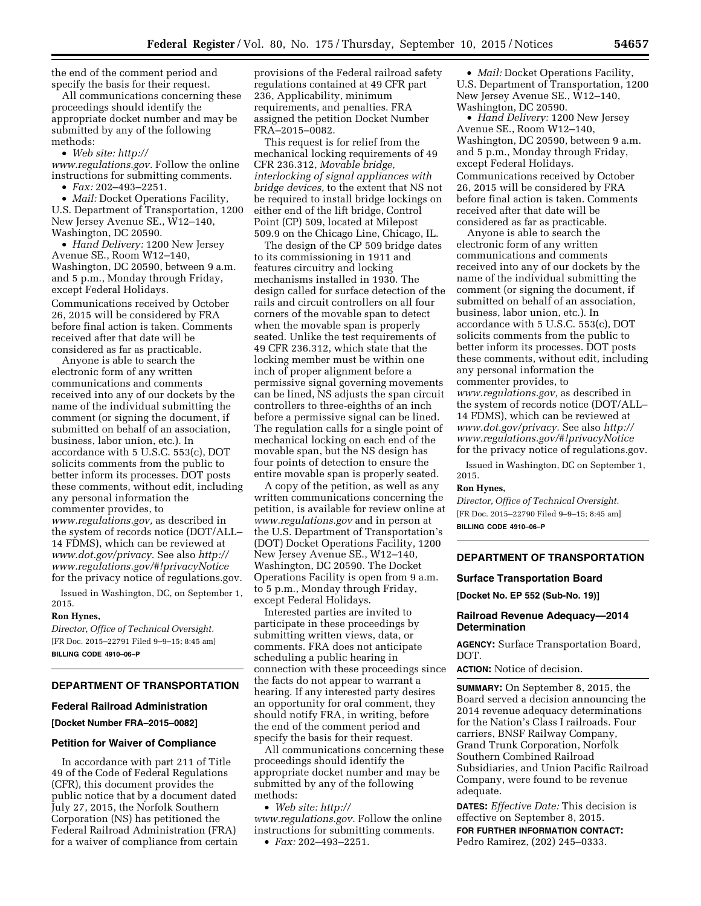the end of the comment period and specify the basis for their request.

All communications concerning these proceedings should identify the appropriate docket number and may be submitted by any of the following methods:

- *Web site: http://www.regulations.gov.* Follow the online instructions for submitting comments.
- *Fax:* 202–493–2251.
- *Mail:* Docket Operations Facility, U.S. Department of Transportation, 1200 New Jersey Avenue SE., W12–140, Washington, DC 20590.
- *Hand Delivery:* 1200 New Jersey Avenue SE., Room W12–140, Washington, DC 20590, between 9 a.m. and 5 p.m., Monday through Friday, except Federal Holidays.

Communications received by October 26, 2015 will be considered by FRA before final action is taken. Comments received after that date will be considered as far as practicable.

Anyone is able to search the electronic form of any written communications and comments received into any of our dockets by the name of the individual submitting the comment (or signing the document, if submitted on behalf of an association, business, labor union, etc.). In accordance with 5 U.S.C. 553(c), DOT solicits comments from the public to better inform its processes. DOT posts these comments, without edit, including any personal information the commenter provides, to *www.regulations.gov,* as described in the system of records notice (DOT/ALL–14 FDMS), which can be reviewed at *www.dot.gov/privacy.* See also *http://www.regulations.gov/#!privacyNotice* for the privacy notice of regulations.gov.

Issued in Washington, DC, on September 1, 2015.

**Ron Hynes,**

*Director, Office of Technical Oversight.*

[FR Doc. 2015–22791 Filed 9–9–15; 8:45 am]

**BILLING CODE 4910–06–P**

## DEPARTMENT OF TRANSPORTATION

### Federal Railroad Administration

**[Docket Number FRA–2015–0082]**

### Petition for Waiver of Compliance

In accordance with part 211 of Title 49 of the Code of Federal Regulations (CFR), this document provides the public notice that by a document dated July 27, 2015, the Norfolk Southern Corporation (NS) has petitioned the Federal Railroad Administration (FRA) for a waiver of compliance from certain provisions of the Federal railroad safety regulations contained at 49 CFR part 236, Applicability, minimum requirements, and penalties. FRA assigned the petition Docket Number FRA–2015–0082.

This request is for relief from the mechanical locking requirements of 49 CFR 236.312, *Movable bridge, interlocking of signal appliances with bridge devices,* to the extent that NS not be required to install bridge lockings on either end of the lift bridge, Control Point (CP) 509, located at Milepost 509.9 on the Chicago Line, Chicago, IL.

The design of the CP 509 bridge dates to its commissioning in 1911 and features circuitry and locking mechanisms installed in 1930. The design called for surface detection of the rails and circuit controllers on all four corners of the movable span to detect when the movable span is properly seated. Unlike the test requirements of 49 CFR 236.312, which state that the locking member must be within one inch of proper alignment before a permissive signal governing movements can be lined, NS adjusts the span circuit controllers to three-eighths of an inch before a permissive signal can be lined. The regulation calls for a single point of mechanical locking on each end of the movable span, but the NS design has four points of detection to ensure the entire movable span is properly seated.

A copy of the petition, as well as any written communications concerning the petition, is available for review online at *www.regulations.gov* and in person at the U.S. Department of Transportation's (DOT) Docket Operations Facility, 1200 New Jersey Avenue SE., W12–140, Washington, DC 20590. The Docket Operations Facility is open from 9 a.m. to 5 p.m., Monday through Friday, except Federal Holidays.

Interested parties are invited to participate in these proceedings by submitting written views, data, or comments. FRA does not anticipate scheduling a public hearing in connection with these proceedings since the facts do not appear to warrant a hearing. If any interested party desires an opportunity for oral comment, they should notify FRA, in writing, before the end of the comment period and specify the basis for their request.

All communications concerning these proceedings should identify the appropriate docket number and may be submitted by any of the following methods:

- *Web site: http://www.regulations.gov.* Follow the online instructions for submitting comments.
- *Fax:* 202–493–2251.
- *Mail:* Docket Operations Facility, U.S. Department of Transportation, 1200 New Jersey Avenue SE., W12–140, Washington, DC 20590.
- *Hand Delivery:* 1200 New Jersey Avenue SE., Room W12–140, Washington, DC 20590, between 9 a.m. and 5 p.m., Monday through Friday, except Federal Holidays.

Communications received by October 26, 2015 will be considered by FRA before final action is taken. Comments received after that date will be considered as far as practicable.

Anyone is able to search the electronic form of any written communications and comments received into any of our dockets by the name of the individual submitting the comment (or signing the document, if submitted on behalf of an association, business, labor union, etc.). In accordance with 5 U.S.C. 553(c), DOT solicits comments from the public to better inform its processes. DOT posts these comments, without edit, including any personal information the commenter provides, to *www.regulations.gov,* as described in the system of records notice (DOT/ALL–14 FDMS), which can be reviewed at *www.dot.gov/privacy.* See also *http://www.regulations.gov/#!privacyNotice* for the privacy notice of regulations.gov.

Issued in Washington, DC on September 1, 2015.

**Ron Hynes,**

*Director, Office of Technical Oversight.*

[FR Doc. 2015–22790 Filed 9–9–15; 8:45 am]

**BILLING CODE 4910–06–P**

## DEPARTMENT OF TRANSPORTATION

### Surface Transportation Board

**[Docket No. EP 552 (Sub-No. 19)]**

### Railroad Revenue Adequacy—2014 Determination

**AGENCY:** Surface Transportation Board, DOT.

**ACTION:** Notice of decision.

**SUMMARY:** On September 8, 2015, the Board served a decision announcing the 2014 revenue adequacy determinations for the Nation's Class I railroads. Four carriers, BNSF Railway Company, Grand Trunk Corporation, Norfolk Southern Combined Railroad Subsidiaries, and Union Pacific Railroad Company, were found to be revenue adequate.

**DATES:** *Effective Date:* This decision is effective on September 8, 2015.

**FOR FURTHER INFORMATION CONTACT:** Pedro Ramirez, (202) 245–0333.